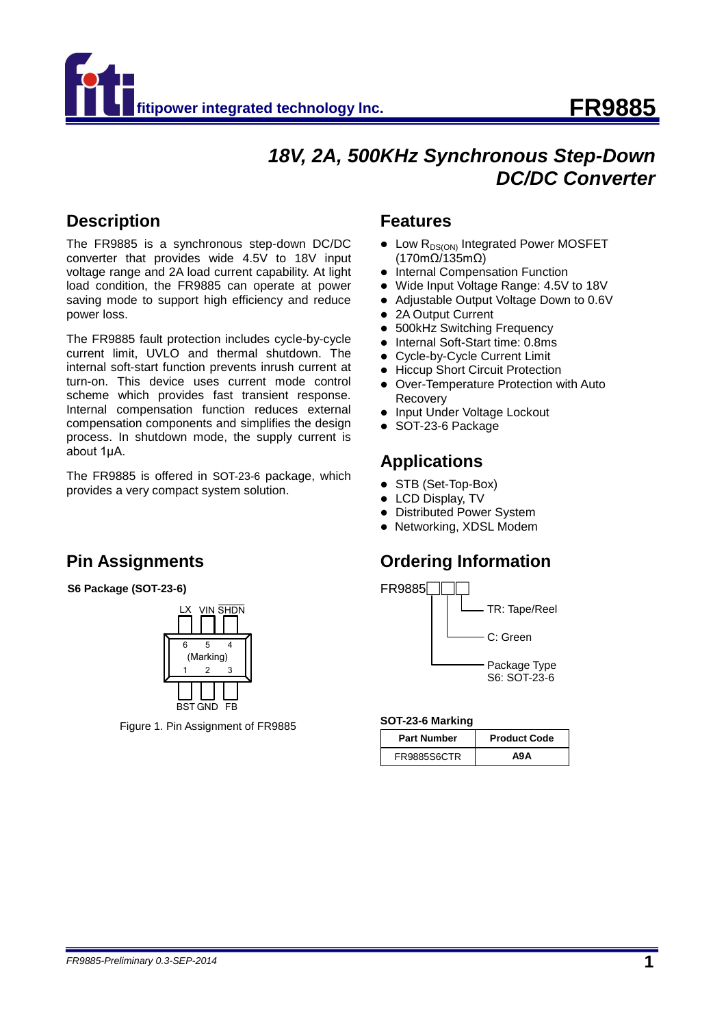fitipower integrated technology Inc.

# FR9885

## *18V, 2A, 500KHz Synchronous Step-Down DC/DC Converter*

## Description

The FR9885 is a synchronous step-down DC/DC converter that provides wide 4.5V to 18V input voltage range and 2A load current capability. At light load condition, the FR9885 can operate at power saving mode to support high efficiency and reduce power loss.

The FR9885 fault protection includes cycle-by-cycle current limit, UVLO and thermal shutdown. The internal soft-start function prevents inrush current at turn-on. This device uses current mode control scheme which provides fast transient response. Internal compensation function reduces external compensation components and simplifies the design process. In shutdown mode, the supply current is about 1μA.

The FR9885 is offered in SOT-23-6 package, which provides a very compact system solution.

## Features

- Low $R_{DS(ON)}$ Integrated Power MOSFET (170mΩ/135mΩ)
- Internal Compensation Function
- Wide Input Voltage Range: 4.5V to 18V
- Adjustable Output Voltage Down to 0.6V
- 2A Output Current
- 500kHz Switching Frequency
- Internal Soft-Start time: 0.8ms
- Cycle-by-Cycle Current Limit
- Hiccup Short Circuit Protection
- Over-Temperature Protection with Auto Recovery
- Input Under Voltage Lockout
- SOT-23-6 Package

## Applications

- STB (Set-Top-Box)
- LCD Display, TV
- Distributed Power System
- Networking, XDSL Modem

## Pin Assignments

**S6 Package (SOT-23-6)**

LX VIN SHDN

6 5 4

(Marking)

1 2 3

BST GND FB

Figure 1. Pin Assignment of FR9885

## Ordering Information

FR9885□□□

- TR: Tape/Reel
- C: Green
- Package Type S6: SOT-23-6

**SOT-23-6 Marking**

| Part Number | Product Code |
|---|---|
| FR9885S6CTR | A9A |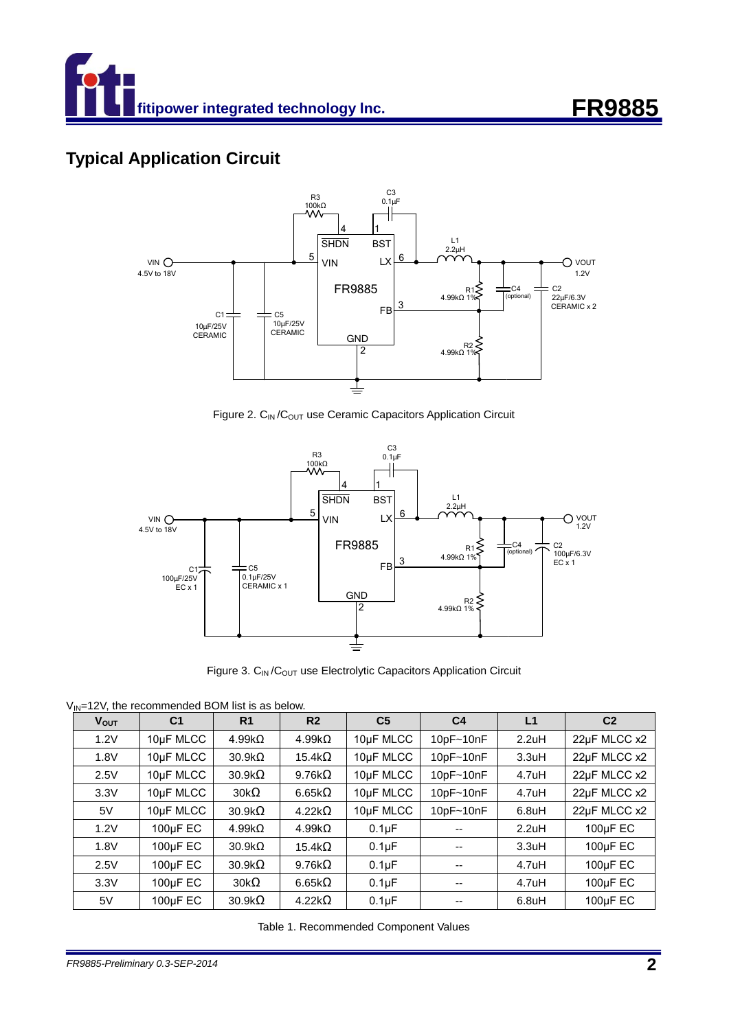## Typical Application Circuit

Figure 2. $C_{IN}$ /$C_{OUT}$ use Ceramic Capacitors Application Circuit

Figure 3. $C_{IN}$ /$C_{OUT}$ use Electrolytic Capacitors Application Circuit

$V_{IN}$=12V, the recommended BOM list is as below.

| $V_{OUT}$ | C1 | R1 | R2 | C5 | C4 | L1 | C2 |
|---|---|---|---|---|---|---|---|
| 1.2V | 10μF MLCC | 4.99kΩ | 4.99kΩ | 10μF MLCC | 10pF~10nF | 2.2uH | 22μF MLCC x2 |
| 1.8V | 10μF MLCC | 30.9kΩ | 15.4kΩ | 10μF MLCC | 10pF~10nF | 3.3uH | 22μF MLCC x2 |
| 2.5V | 10μF MLCC | 30.9kΩ | 9.76kΩ | 10μF MLCC | 10pF~10nF | 4.7uH | 22μF MLCC x2 |
| 3.3V | 10μF MLCC | 30kΩ | 6.65kΩ | 10μF MLCC | 10pF~10nF | 4.7uH | 22μF MLCC x2 |
| 5V | 10μF MLCC | 30.9kΩ | 4.22kΩ | 10μF MLCC | 10pF~10nF | 6.8uH | 22μF MLCC x2 |
| 1.2V | 100μF EC | 4.99kΩ | 4.99kΩ | 0.1μF | -- | 2.2uH | 100μF EC |
| 1.8V | 100μF EC | 30.9kΩ | 15.4kΩ | 0.1μF | -- | 3.3uH | 100μF EC |
| 2.5V | 100μF EC | 30.9kΩ | 9.76kΩ | 0.1μF | -- | 4.7uH | 100μF EC |
| 3.3V | 100μF EC | 30kΩ | 6.65kΩ | 0.1μF | -- | 4.7uH | 100μF EC |
| 5V | 100μF EC | 30.9kΩ | 4.22kΩ | 0.1μF | -- | 6.8uH | 100μF EC |

Table 1. Recommended Component Values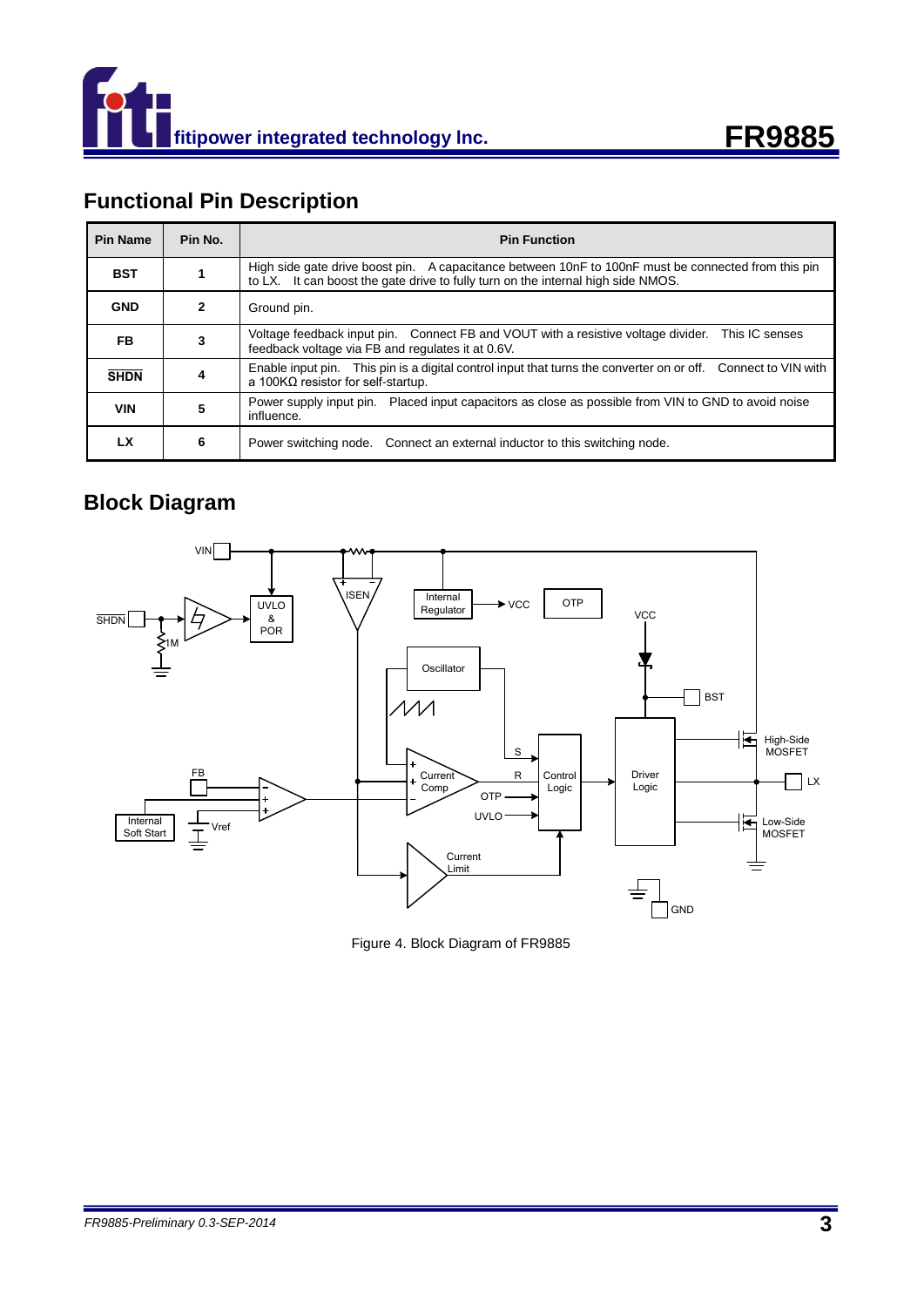## Functional Pin Description

| Pin Name | Pin No. | Pin Function |
|---|---|---|
| BST | 1 | High side gate drive boost pin. A capacitance between 10nF to 100nF must be connected from this pin to LX. It can boost the gate drive to fully turn on the internal high side NMOS. |
| GND | 2 | Ground pin. |
| FB | 3 | Voltage feedback input pin. Connect FB and VOUT with a resistive voltage divider. This IC senses feedback voltage via FB and regulates it at 0.6V. |
| $\overline{SHDN}$ | 4 | Enable input pin. This pin is a digital control input that turns the converter on or off. Connect to VIN with a 100KΩ resistor for self-startup. |
| VIN | 5 | Power supply input pin. Placed input capacitors as close as possible from VIN to GND to avoid noise influence. |
| LX | 6 | Power switching node. Connect an external inductor to this switching node. |

## Block Diagram

Figure 4. Block Diagram of FR9885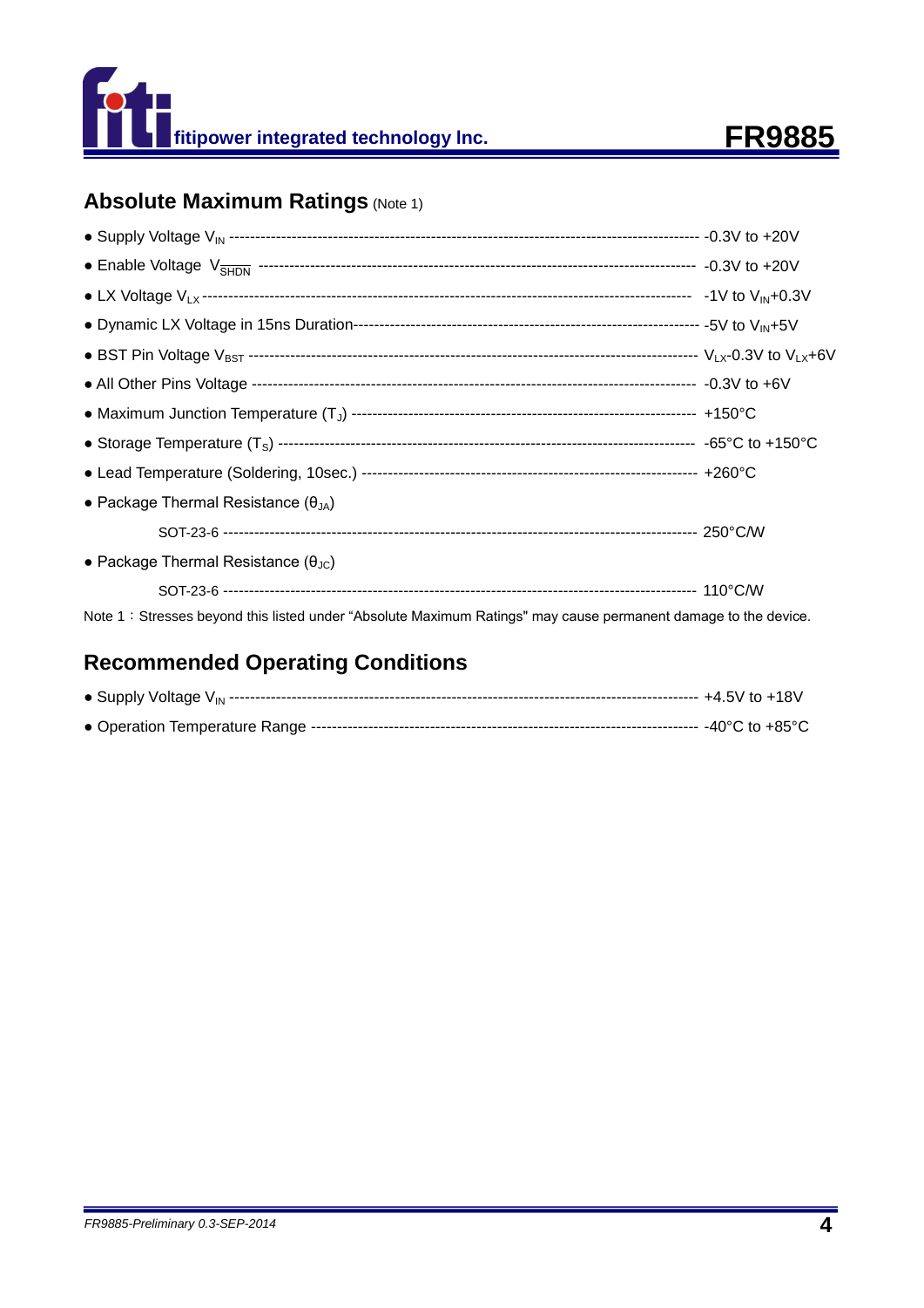## Absolute Maximum Ratings (Note 1)

- Supply Voltage $V_{IN}$ ---------------------------------------------------------------------------------------- -0.3V to +20V
- Enable Voltage $V_{\overline{SHDN}}$ ----------------------------------------------------------------------------------- -0.3V to +20V
- LX Voltage $V_{LX}$ ----------------------------------------------------------------------------------------------- -1V to $V_{IN}$+0.3V
- Dynamic LX Voltage in 15ns Duration------------------------------------------------------------------- -5V to $V_{IN}$+5V
- BST Pin Voltage $V_{BST}$ ------------------------------------------------------------------------------------- $V_{LX}$-0.3V to $V_{LX}$+6V
- All Other Pins Voltage ----------------------------------------------------------------------------------- -0.3V to +6V
- Maximum Junction Temperature ($T_J$) ------------------------------------------------------------------ +150°C
- Storage Temperature ($T_S$) ------------------------------------------------------------------------------ -65°C to +150°C
- Lead Temperature (Soldering, 10sec.) --------------------------------------------------------------- +260°C
- Package Thermal Resistance ($\theta_{JA}$)
  - SOT-23-6 ---------------------------------------------------------------------------------------------- 250°C/W
- Package Thermal Resistance ($\theta_{JC}$)
  - SOT-23-6 ---------------------------------------------------------------------------------------------- 110°C/W

Note 1：Stresses beyond this listed under "Absolute Maximum Ratings" may cause permanent damage to the device.

## Recommended Operating Conditions

- Supply Voltage $V_{IN}$ ---------------------------------------------------------------------------------------- +4.5V to +18V
- Operation Temperature Range --------------------------------------------------------------------------- -40°C to +85°C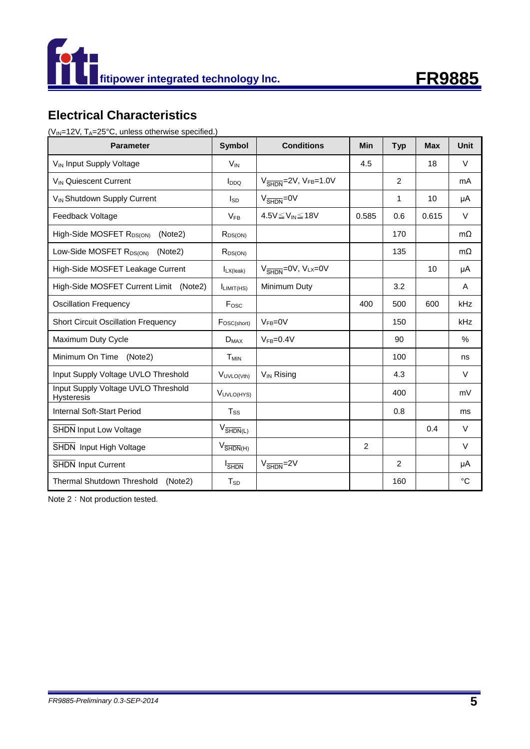## Electrical Characteristics

($V_{IN}$=12V, $T_A$=25°C, unless otherwise specified.)

| Parameter | Symbol | Conditions | Min | Typ | Max | Unit |
|---|---|---|---|---|---|---|
| $V_{IN}$ Input Supply Voltage | $V_{IN}$ | | 4.5 | | 18 | V |
| $V_{IN}$ Quiescent Current | $I_{DDQ}$ | $V_{\overline{SHDN}}$=2V, $V_{FB}$=1.0V | | 2 | | mA |
| $V_{IN}$ Shutdown Supply Current | $I_{SD}$ | $V_{\overline{SHDN}}$=0V | | 1 | 10 | μA |
| Feedback Voltage | $V_{FB}$ | 4.5V≦$V_{IN}$≦18V | 0.585 | 0.6 | 0.615 | V |
| High-Side MOSFET $R_{DS(ON)}$ (Note2) | $R_{DS(ON)}$ | | | 170 | | mΩ |
| Low-Side MOSFET $R_{DS(ON)}$ (Note2) | $R_{DS(ON)}$ | | | 135 | | mΩ |
| High-Side MOSFET Leakage Current | $I_{LX(leak)}$ | $V_{\overline{SHDN}}$=0V, $V_{LX}$=0V | | | 10 | μA |
| High-Side MOSFET Current Limit (Note2) | $I_{LIMIT(HS)}$ | Minimum Duty | | 3.2 | | A |
| Oscillation Frequency | $F_{OSC}$ | | 400 | 500 | 600 | kHz |
| Short Circuit Oscillation Frequency | $F_{OSC(short)}$ | $V_{FB}$=0V | | 150 | | kHz |
| Maximum Duty Cycle | $D_{MAX}$ | $V_{FB}$=0.4V | | 90 | | % |
| Minimum On Time (Note2) | $T_{MIN}$ | | | 100 | | ns |
| Input Supply Voltage UVLO Threshold | $V_{UVLO(Vth)}$ | $V_{IN}$ Rising | | 4.3 | | V |
| Input Supply Voltage UVLO Threshold Hysteresis | $V_{UVLO(HYS)}$ | | | 400 | | mV |
| Internal Soft-Start Period | $T_{SS}$ | | | 0.8 | | ms |
| $\overline{SHDN}$ Input Low Voltage | $V_{\overline{SHDN}(L)}$ | | | | 0.4 | V |
| $\overline{SHDN}$ Input High Voltage | $V_{\overline{SHDN}(H)}$ | | 2 | | | V |
| $\overline{SHDN}$ Input Current | $I_{\overline{SHDN}}$ | $V_{\overline{SHDN}}$=2V | | 2 | | μA |
| Thermal Shutdown Threshold (Note2) | $T_{SD}$ | | | 160 | | °C |

Note 2：Not production tested.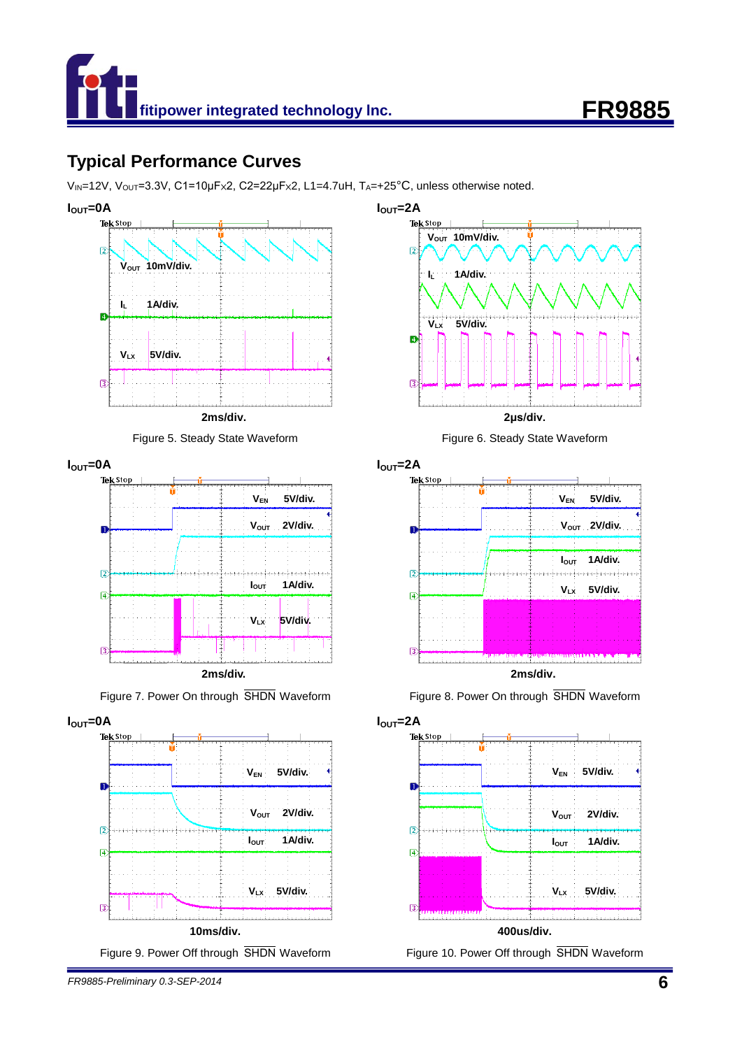## Typical Performance Curves

$V_{IN}$=12V, $V_{OUT}$=3.3V, C1=10μFx2, C2=22μFx2, L1=4.7uH, $T_A$=+25°C, unless otherwise noted.

**$I_{OUT}$=0A**

Figure 5. Steady State Waveform

**$I_{OUT}$=2A**

Figure 6. Steady State Waveform

**$I_{OUT}$=0A**

Figure 7. Power On through SHDN Waveform

**$I_{OUT}$=2A**

Figure 8. Power On through SHDN Waveform

**$I_{OUT}$=0A**

Figure 9. Power Off through SHDN Waveform

**$I_{OUT}$=2A**

Figure 10. Power Off through SHDN Waveform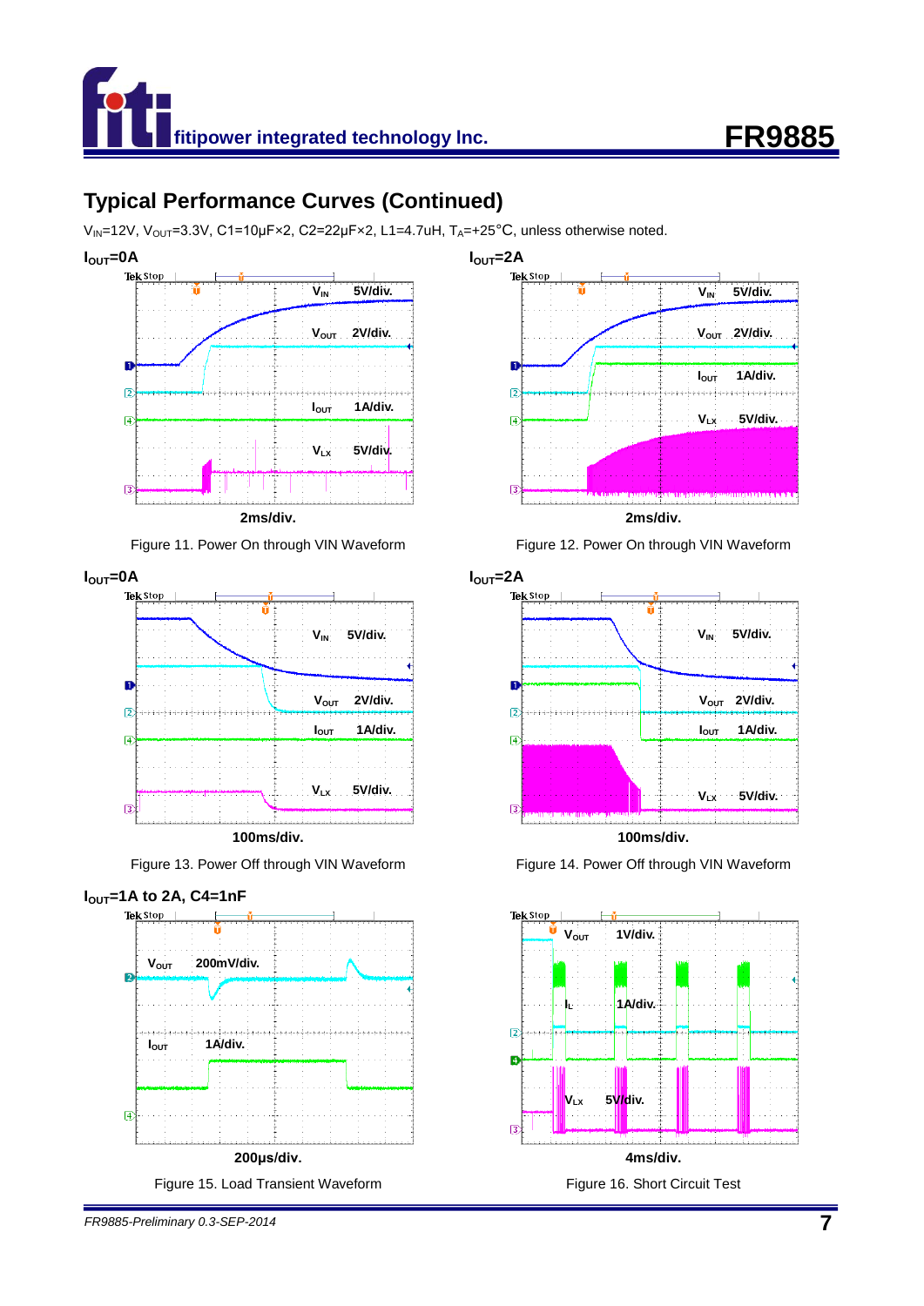## Typical Performance Curves (Continued)

$V_{IN}$=12V, $V_{OUT}$=3.3V, C1=10μF×2, C2=22μF×2, L1=4.7uH, $T_A$=+25°C, unless otherwise noted.

**$I_{OUT}$=0A**

Figure 11. Power On through VIN Waveform

**$I_{OUT}$=2A**

Figure 12. Power On through VIN Waveform

**$I_{OUT}$=0A**

Figure 13. Power Off through VIN Waveform

**$I_{OUT}$=2A**

Figure 14. Power Off through VIN Waveform

**$I_{OUT}$=1A to 2A, C4=1nF**

Figure 15. Load Transient Waveform

Figure 16. Short Circuit Test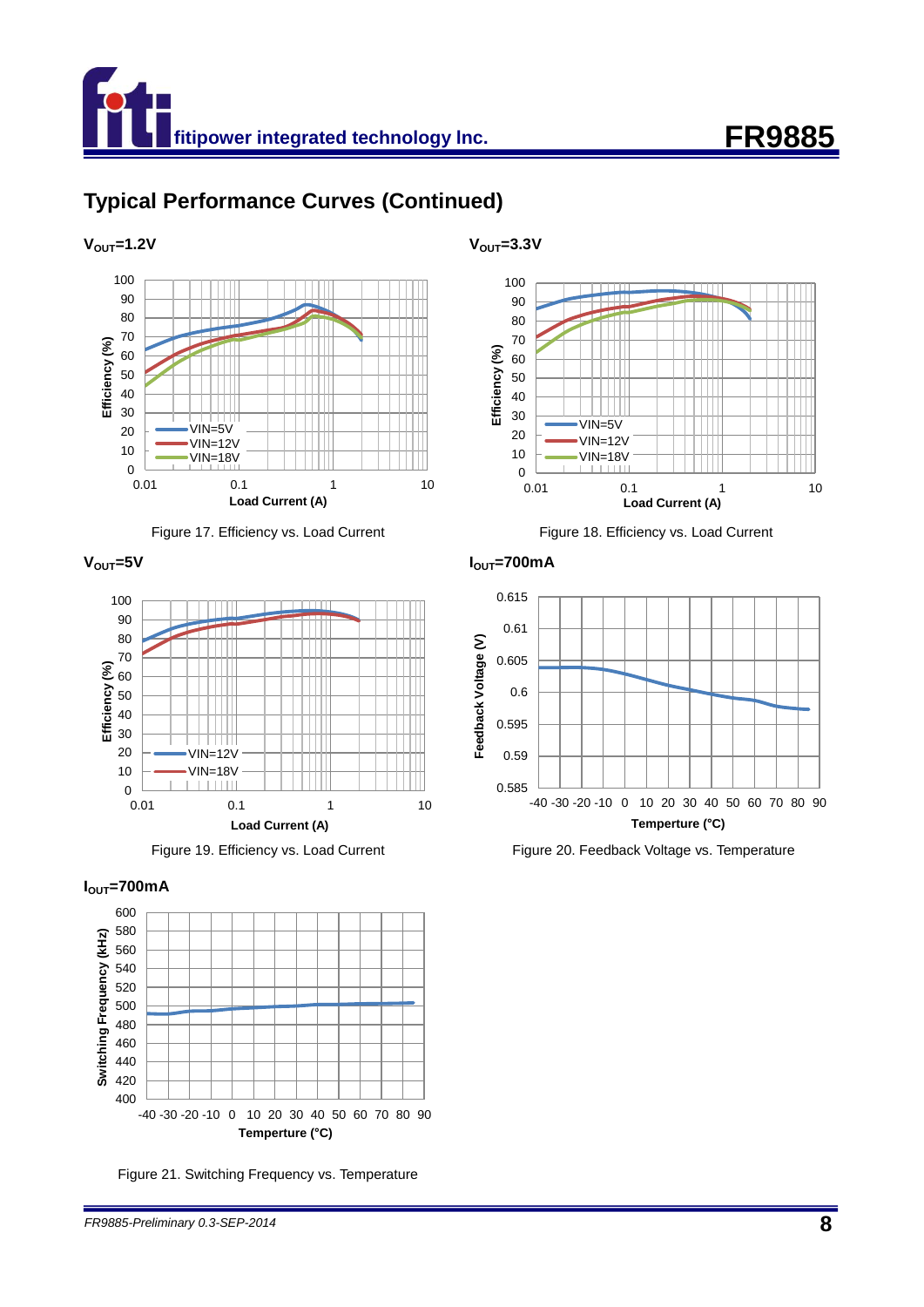## Typical Performance Curves (Continued)

$V_{OUT}$=1.2V

Figure 17. Efficiency vs. Load Current

$V_{OUT}$=3.3V

Figure 18. Efficiency vs. Load Current

$V_{OUT}$=5V

Figure 19. Efficiency vs. Load Current

$I_{OUT}$=700mA

Figure 20. Feedback Voltage vs. Temperature

$I_{OUT}$=700mA

Figure 21. Switching Frequency vs. Temperature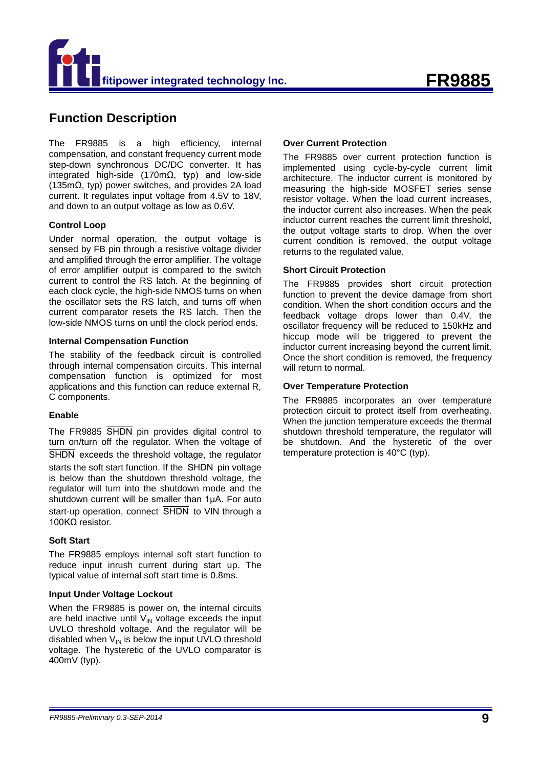## Function Description

The FR9885 is a high efficiency, internal compensation, and constant frequency current mode step-down synchronous DC/DC converter. It has integrated high-side (170mΩ, typ) and low-side (135mΩ, typ) power switches, and provides 2A load current. It regulates input voltage from 4.5V to 18V, and down to an output voltage as low as 0.6V.

### Control Loop

Under normal operation, the output voltage is sensed by FB pin through a resistive voltage divider and amplified through the error amplifier. The voltage of error amplifier output is compared to the switch current to control the RS latch. At the beginning of each clock cycle, the high-side NMOS turns on when the oscillator sets the RS latch, and turns off when current comparator resets the RS latch. Then the low-side NMOS turns on until the clock period ends.

### Internal Compensation Function

The stability of the feedback circuit is controlled through internal compensation circuits. This internal compensation function is optimized for most applications and this function can reduce external R, C components.

### Enable

The FR9885 $\overline{\text{SHDN}}$ pin provides digital control to turn on/turn off the regulator. When the voltage of $\overline{\text{SHDN}}$ exceeds the threshold voltage, the regulator starts the soft start function. If the $\overline{\text{SHDN}}$ pin voltage is below than the shutdown threshold voltage, the regulator will turn into the shutdown mode and the shutdown current will be smaller than 1μA. For auto start-up operation, connect $\overline{\text{SHDN}}$ to VIN through a 100KΩ resistor.

### Soft Start

The FR9885 employs internal soft start function to reduce input inrush current during start up. The typical value of internal soft start time is 0.8ms.

### Input Under Voltage Lockout

When the FR9885 is power on, the internal circuits are held inactive until $V_{IN}$ voltage exceeds the input UVLO threshold voltage. And the regulator will be disabled when $V_{IN}$ is below the input UVLO threshold voltage. The hysteretic of the UVLO comparator is 400mV (typ).

### Over Current Protection

The FR9885 over current protection function is implemented using cycle-by-cycle current limit architecture. The inductor current is monitored by measuring the high-side MOSFET series sense resistor voltage. When the load current increases, the inductor current also increases. When the peak inductor current reaches the current limit threshold, the output voltage starts to drop. When the over current condition is removed, the output voltage returns to the regulated value.

### Short Circuit Protection

The FR9885 provides short circuit protection function to prevent the device damage from short condition. When the short condition occurs and the feedback voltage drops lower than 0.4V, the oscillator frequency will be reduced to 150kHz and hiccup mode will be triggered to prevent the inductor current increasing beyond the current limit. Once the short condition is removed, the frequency will return to normal.

### Over Temperature Protection

The FR9885 incorporates an over temperature protection circuit to protect itself from overheating. When the junction temperature exceeds the thermal shutdown threshold temperature, the regulator will be shutdown. And the hysteretic of the over temperature protection is 40°C (typ).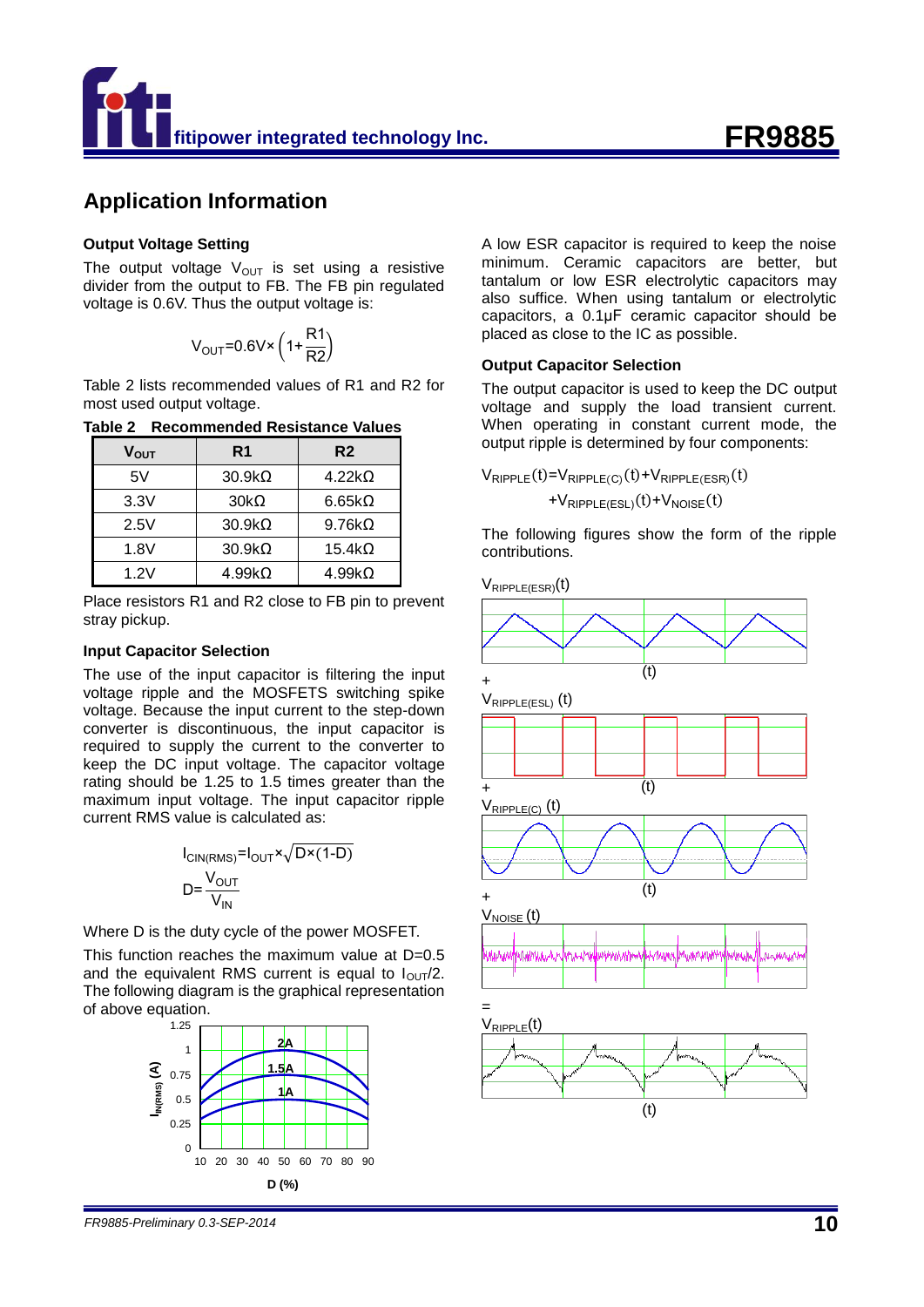## Application Information

### Output Voltage Setting

The output voltage $V_{OUT}$ is set using a resistive divider from the output to FB. The FB pin regulated voltage is 0.6V. Thus the output voltage is:

$$V_{OUT}=0.6V\times\left(1+\frac{R1}{R2}\right)$$

Table 2 lists recommended values of R1 and R2 for most used output voltage.

**Table 2 Recommended Resistance Values**

| $V_{OUT}$ | R1 | R2 |
|---|---|---|
| 5V | 30.9kΩ | 4.22kΩ |
| 3.3V | 30kΩ | 6.65kΩ |
| 2.5V | 30.9kΩ | 9.76kΩ |
| 1.8V | 30.9kΩ | 15.4kΩ |
| 1.2V | 4.99kΩ | 4.99kΩ |

Place resistors R1 and R2 close to FB pin to prevent stray pickup.

### Input Capacitor Selection

The use of the input capacitor is filtering the input voltage ripple and the MOSFETS switching spike voltage. Because the input current to the step-down converter is discontinuous, the input capacitor is required to supply the current to the converter to keep the DC input voltage. The capacitor voltage rating should be 1.25 to 1.5 times greater than the maximum input voltage. The input capacitor ripple current RMS value is calculated as:

$$I_{CIN(RMS)}=I_{OUT}\times\sqrt{D\times(1-D)}$$

$$D=\frac{V_{OUT}}{V_{IN}}$$

Where D is the duty cycle of the power MOSFET.

This function reaches the maximum value at D=0.5 and the equivalent RMS current is equal to $I_{OUT}/2$. The following diagram is the graphical representation of above equation.

A low ESR capacitor is required to keep the noise minimum. Ceramic capacitors are better, but tantalum or low ESR electrolytic capacitors may also suffice. When using tantalum or electrolytic capacitors, a 0.1μF ceramic capacitor should be placed as close to the IC as possible.

### Output Capacitor Selection

The output capacitor is used to keep the DC output voltage and supply the load transient current. When operating in constant current mode, the output ripple is determined by four components:

$$V_{RIPPLE}(t)=V_{RIPPLE(C)}(t)+V_{RIPPLE(ESR)}(t)+V_{RIPPLE(ESL)}(t)+V_{NOISE}(t)$$

The following figures show the form of the ripple contributions.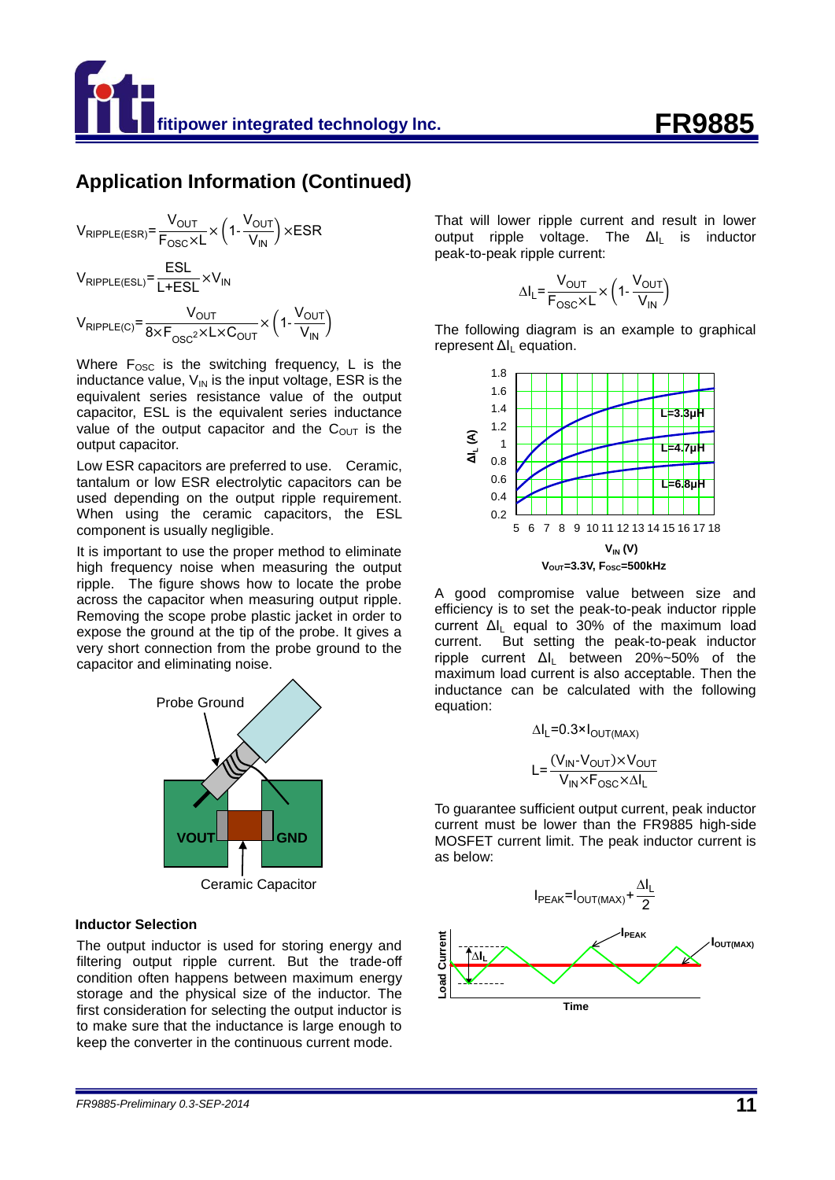## Application Information (Continued)

$$V_{RIPPLE(ESR)}=\frac{V_{OUT}}{F_{OSC}\times L}\times\left(1-\frac{V_{OUT}}{V_{IN}}\right)\times ESR$$

$$V_{RIPPLE(ESL)}=\frac{ESL}{L+ESL}\times V_{IN}$$

$$V_{RIPPLE(C)}=\frac{V_{OUT}}{8\times F_{OSC}^{2}\times L\times C_{OUT}}\times\left(1-\frac{V_{OUT}}{V_{IN}}\right)$$

Where $F_{OSC}$ is the switching frequency, L is the inductance value, $V_{IN}$ is the input voltage, ESR is the equivalent series resistance value of the output capacitor, ESL is the equivalent series inductance value of the output capacitor and the $C_{OUT}$ is the output capacitor.

Low ESR capacitors are preferred to use. Ceramic, tantalum or low ESR electrolytic capacitors can be used depending on the output ripple requirement. When using the ceramic capacitors, the ESL component is usually negligible.

It is important to use the proper method to eliminate high frequency noise when measuring the output ripple. The figure shows how to locate the probe across the capacitor when measuring output ripple. Removing the scope probe plastic jacket in order to expose the ground at the tip of the probe. It gives a very short connection from the probe ground to the capacitor and eliminating noise.

Probe Ground

VOUT GND

Ceramic Capacitor

### Inductor Selection

The output inductor is used for storing energy and filtering output ripple current. But the trade-off condition often happens between maximum energy storage and the physical size of the inductor. The first consideration for selecting the output inductor is to make sure that the inductance is large enough to keep the converter in the continuous current mode. That will lower ripple current and result in lower output ripple voltage. The $\Delta I_L$ is inductor peak-to-peak ripple current:

$$\Delta I_L=\frac{V_{OUT}}{F_{OSC}\times L}\times\left(1-\frac{V_{OUT}}{V_{IN}}\right)$$

The following diagram is an example to graphical represent $\Delta I_L$ equation.

ΔI_L (A) vs. V_IN (V); curves: L=3.3μH, L=4.7μH, L=6.8μH

$V_{OUT}$=3.3V, $F_{OSC}$=500kHz

A good compromise value between size and efficiency is to set the peak-to-peak inductor ripple current $\Delta I_L$ equal to 30% of the maximum load current. But setting the peak-to-peak inductor ripple current $\Delta I_L$ between 20%~50% of the maximum load current is also acceptable. Then the inductance can be calculated with the following equation:

$$\Delta I_L=0.3\times I_{OUT(MAX)}$$

$$L=\frac{(V_{IN}-V_{OUT})\times V_{OUT}}{V_{IN}\times F_{OSC}\times\Delta I_L}$$

To guarantee sufficient output current, peak inductor current must be lower than the FR9885 high-side MOSFET current limit. The peak inductor current is as below:

$$I_{PEAK}=I_{OUT(MAX)}+\frac{\Delta I_L}{2}$$

Load Current vs. Time; labels: $I_{PEAK}$, $I_{OUT(MAX)}$, $\Delta I_L$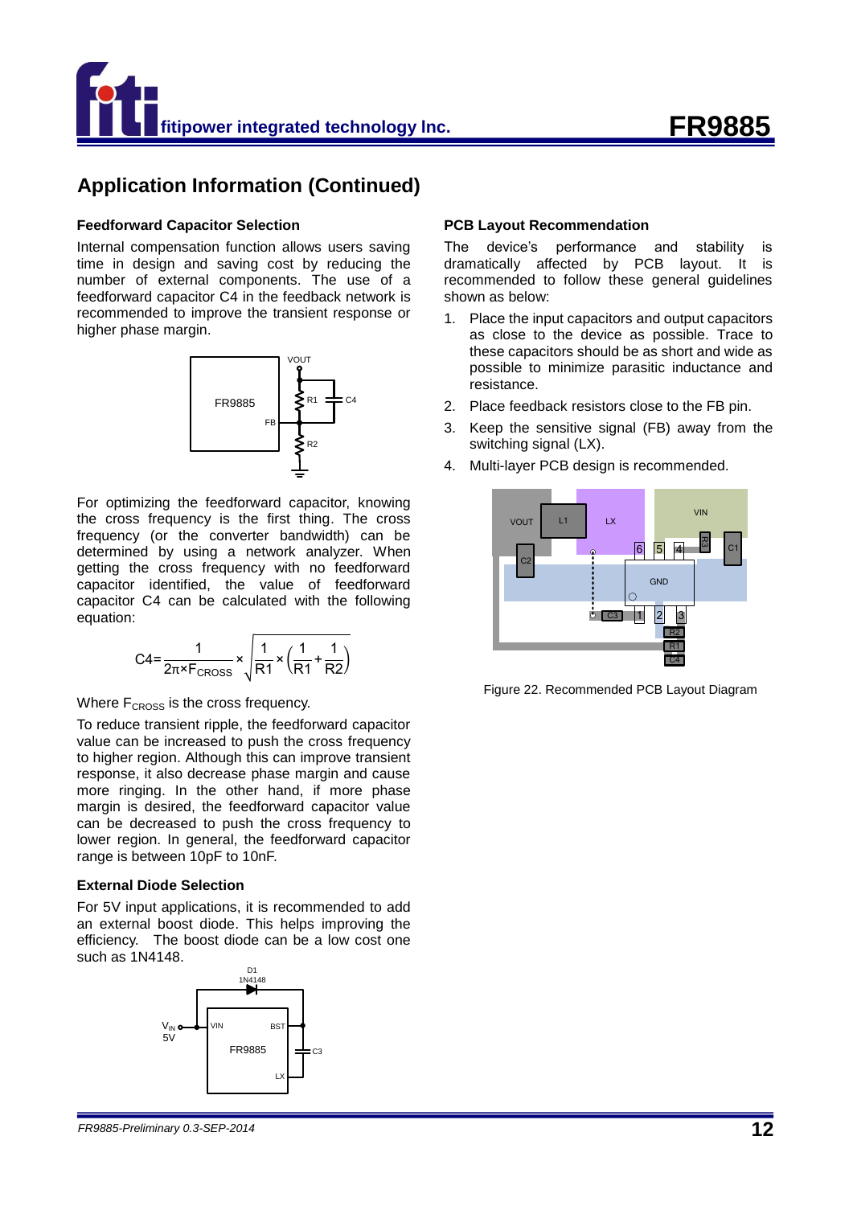## Application Information (Continued)

### Feedforward Capacitor Selection

Internal compensation function allows users saving time in design and saving cost by reducing the number of external components. The use of a feedforward capacitor C4 in the feedback network is recommended to improve the transient response or higher phase margin.

For optimizing the feedforward capacitor, knowing the cross frequency is the first thing. The cross frequency (or the converter bandwidth) can be determined by using a network analyzer. When getting the cross frequency with no feedforward capacitor identified, the value of feedforward capacitor C4 can be calculated with the following equation:

$$C4=\frac{1}{2\pi\times F_{CROSS}}\times\sqrt{\frac{1}{R1}\times\left(\frac{1}{R1}+\frac{1}{R2}\right)}$$

Where $F_{CROSS}$ is the cross frequency.

To reduce transient ripple, the feedforward capacitor value can be increased to push the cross frequency to higher region. Although this can improve transient response, it also decrease phase margin and cause more ringing. In the other hand, if more phase margin is desired, the feedforward capacitor value can be decreased to push the cross frequency to lower region. In general, the feedforward capacitor range is between 10pF to 10nF.

### External Diode Selection

For 5V input applications, it is recommended to add an external boost diode. This helps improving the efficiency. The boost diode can be a low cost one such as 1N4148.

### PCB Layout Recommendation

The device's performance and stability is dramatically affected by PCB layout. It is recommended to follow these general guidelines shown as below:

1. Place the input capacitors and output capacitors as close to the device as possible. Trace to these capacitors should be as short and wide as possible to minimize parasitic inductance and resistance.
2. Place feedback resistors close to the FB pin.
3. Keep the sensitive signal (FB) away from the switching signal (LX).
4. Multi-layer PCB design is recommended.

Figure 22. Recommended PCB Layout Diagram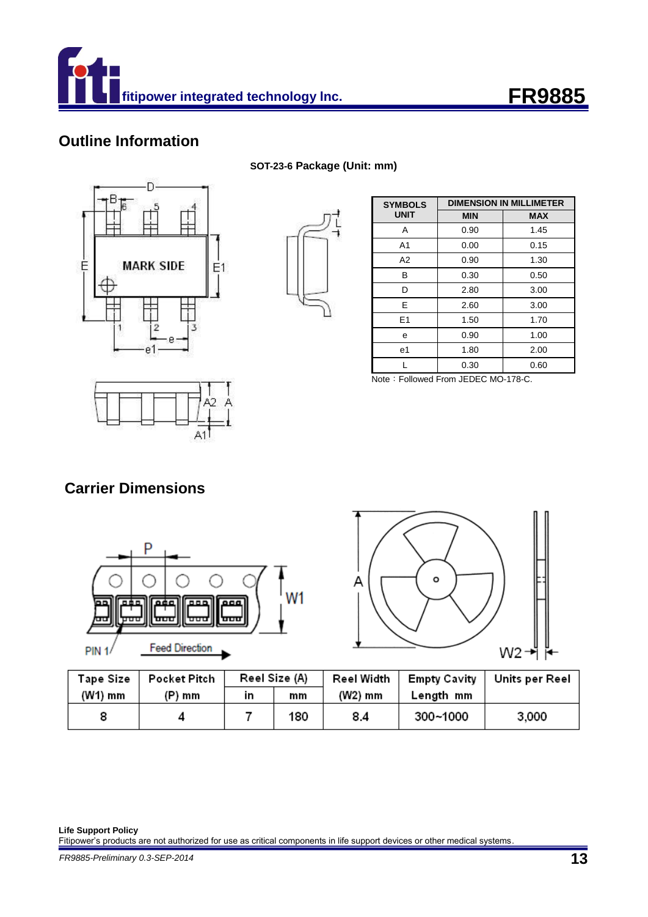## Outline Information

**SOT-23-6 Package (Unit: mm)**

| SYMBOLS UNIT | DIMENSION IN MILLIMETER | |
|---|---|---|
| | MIN | MAX |
| A | 0.90 | 1.45 |
| A1 | 0.00 | 0.15 |
| A2 | 0.90 | 1.30 |
| B | 0.30 | 0.50 |
| D | 2.80 | 3.00 |
| E | 2.60 | 3.00 |
| E1 | 1.50 | 1.70 |
| e | 0.90 | 1.00 |
| e1 | 1.80 | 2.00 |
| L | 0.30 | 0.60 |

Note：Followed From JEDEC MO-178-C.

## Carrier Dimensions

| Tape Size (W1) mm | Pocket Pitch (P) mm | Reel Size (A) | | Reel Width (W2) mm | Empty Cavity Length mm | Units per Reel |
|---|---|---|---|---|---|---|
| | | in | mm | | | |
| 8 | 4 | 7 | 180 | 8.4 | 300~1000 | 3,000 |

**Life Support Policy**
Fitipower's products are not authorized for use as critical components in life support devices or other medical systems.